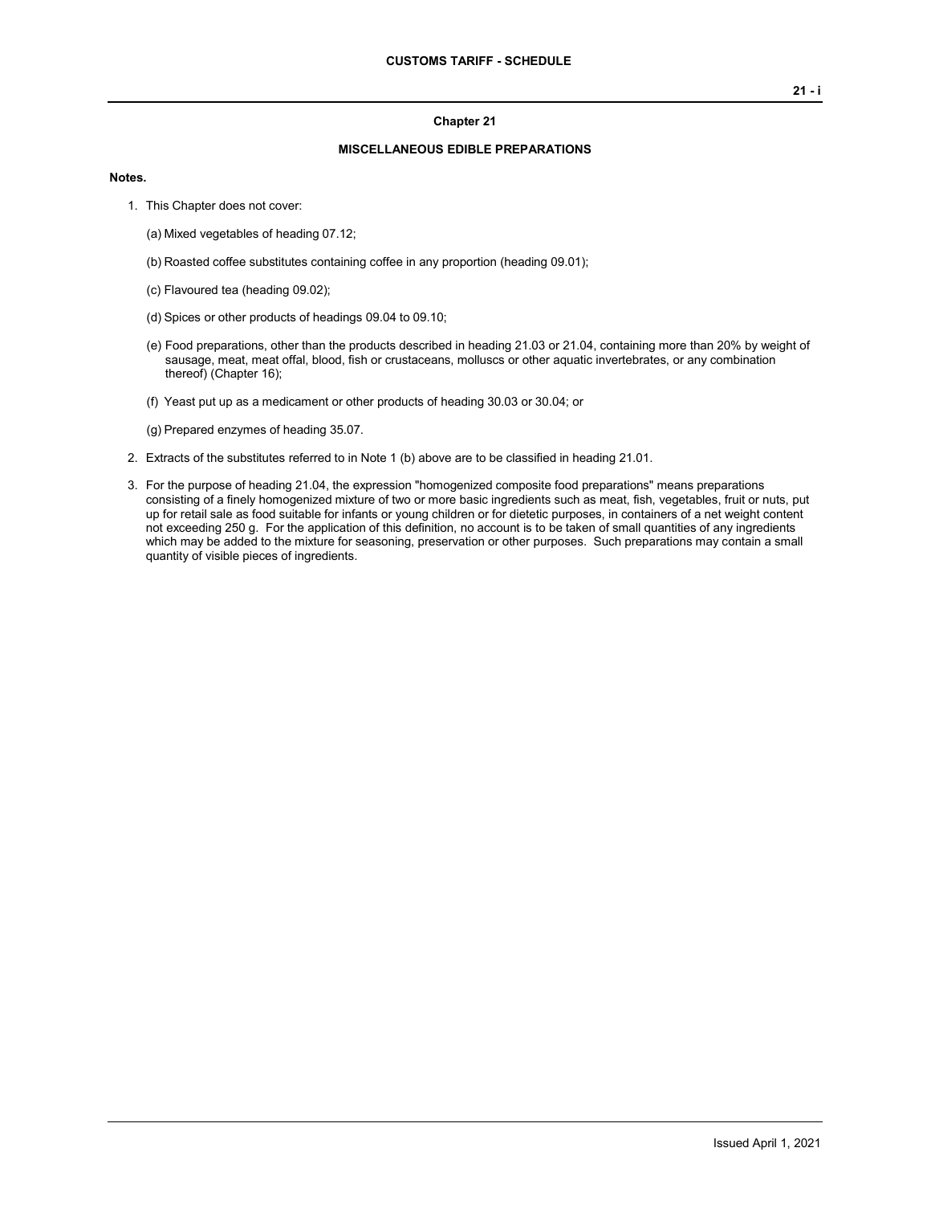## Chapter 21

## MISCELLANEOUS EDIBLE PREPARATIONS

**Notes.**

1. This Chapter does not cover:

   (a) Mixed vegetables of heading 07.12;

   (b) Roasted coffee substitutes containing coffee in any proportion (heading 09.01);

   (c) Flavoured tea (heading 09.02);

   (d) Spices or other products of headings 09.04 to 09.10;

   (e) Food preparations, other than the products described in heading 21.03 or 21.04, containing more than 20% by weight of sausage, meat, meat offal, blood, fish or crustaceans, molluscs or other aquatic invertebrates, or any combination thereof) (Chapter 16);

   (f) Yeast put up as a medicament or other products of heading 30.03 or 30.04; or

   (g) Prepared enzymes of heading 35.07.

2. Extracts of the substitutes referred to in Note 1 (b) above are to be classified in heading 21.01.

3. For the purpose of heading 21.04, the expression "homogenized composite food preparations" means preparations consisting of a finely homogenized mixture of two or more basic ingredients such as meat, fish, vegetables, fruit or nuts, put up for retail sale as food suitable for infants or young children or for dietetic purposes, in containers of a net weight content not exceeding 250 g. For the application of this definition, no account is to be taken of small quantities of any ingredients which may be added to the mixture for seasoning, preservation or other purposes. Such preparations may contain a small quantity of visible pieces of ingredients.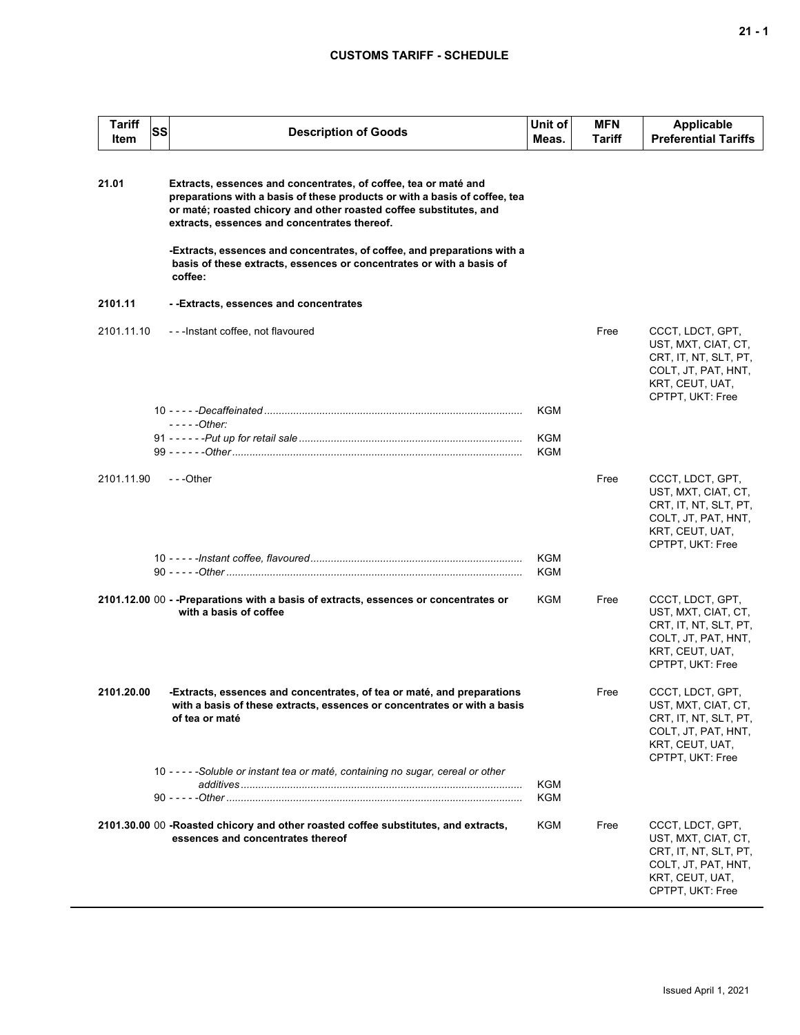| Tariff Item | SS | Description of Goods | Unit of Meas. | MFN Tariff | Applicable Preferential Tariffs |
|---|---|---|---|---|---|
| **21.01** | | **Extracts, essences and concentrates, of coffee, tea or maté and preparations with a basis of these products or with a basis of coffee, tea or maté; roasted chicory and other roasted coffee substitutes, and extracts, essences and concentrates thereof.** | | | |
| | | **-Extracts, essences and concentrates, of coffee, and preparations with a basis of these extracts, essences or concentrates or with a basis of coffee:** | | | |
| **2101.11** | | **- -Extracts, essences and concentrates** | | | |
| 2101.11.10 | | - - -Instant coffee, not flavoured | | Free | CCCT, LDCT, GPT, UST, MXT, CIAT, CT, CRT, IT, NT, SLT, PT, COLT, JT, PAT, HNT, KRT, CEUT, UAT, CPTPT, UKT: Free |
| | 10 | - - - - -*Decaffeinated* | KGM | | |
| | | - - - - -*Other:* | | | |
| | 91 | - - - - - -*Put up for retail sale* | KGM | | |
| | 99 | - - - - - -*Other* | KGM | | |
| 2101.11.90 | | - - -Other | | Free | CCCT, LDCT, GPT, UST, MXT, CIAT, CT, CRT, IT, NT, SLT, PT, COLT, JT, PAT, HNT, KRT, CEUT, UAT, CPTPT, UKT: Free |
| | 10 | - - - - -*Instant coffee, flavoured* | KGM | | |
| | 90 | - - - - -*Other* | KGM | | |
| **2101.12.00** | 00 | **- -Preparations with a basis of extracts, essences or concentrates or with a basis of coffee** | KGM | Free | CCCT, LDCT, GPT, UST, MXT, CIAT, CT, CRT, IT, NT, SLT, PT, COLT, JT, PAT, HNT, KRT, CEUT, UAT, CPTPT, UKT: Free |
| **2101.20.00** | | **-Extracts, essences and concentrates, of tea or maté, and preparations with a basis of these extracts, essences or concentrates or with a basis of tea or maté** | | Free | CCCT, LDCT, GPT, UST, MXT, CIAT, CT, CRT, IT, NT, SLT, PT, COLT, JT, PAT, HNT, KRT, CEUT, UAT, CPTPT, UKT: Free |
| | 10 | - - - - -*Soluble or instant tea or maté, containing no sugar, cereal or other additives* | KGM | | |
| | 90 | - - - - -*Other* | KGM | | |
| **2101.30.00** | 00 | **-Roasted chicory and other roasted coffee substitutes, and extracts, essences and concentrates thereof** | KGM | Free | CCCT, LDCT, GPT, UST, MXT, CIAT, CT, CRT, IT, NT, SLT, PT, COLT, JT, PAT, HNT, KRT, CEUT, UAT, CPTPT, UKT: Free |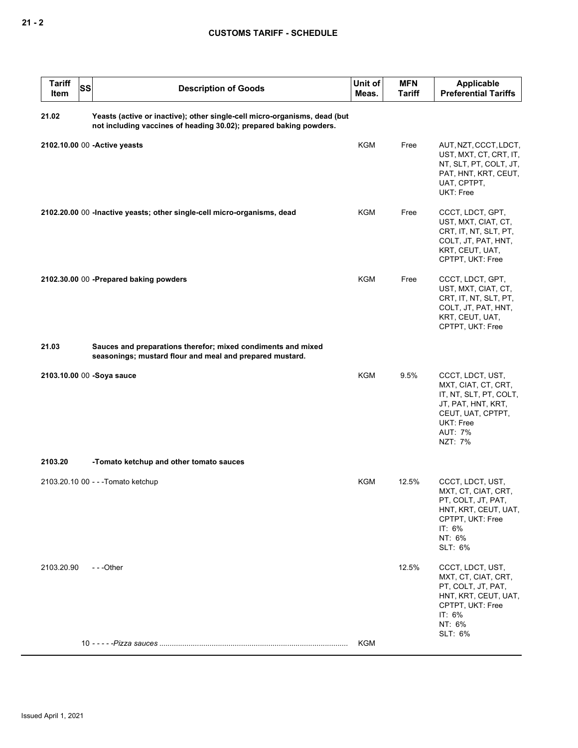| Tariff Item | SS | Description of Goods | Unit of Meas. | MFN Tariff | Applicable Preferential Tariffs |
|---|---|---|---|---|---|
| **21.02** | | **Yeasts (active or inactive); other single-cell micro-organisms, dead (but not including vaccines of heading 30.02); prepared baking powders.** | | | |
| **2102.10.00** | 00 | **-Active yeasts** | KGM | Free | AUT, NZT, CCCT, LDCT, UST, MXT, CT, CRT, IT, NT, SLT, PT, COLT, JT, PAT, HNT, KRT, CEUT, UAT, CPTPT, UKT: Free |
| **2102.20.00** | 00 | **-Inactive yeasts; other single-cell micro-organisms, dead** | KGM | Free | CCCT, LDCT, GPT, UST, MXT, CIAT, CT, CRT, IT, NT, SLT, PT, COLT, JT, PAT, HNT, KRT, CEUT, UAT, CPTPT, UKT: Free |
| **2102.30.00** | 00 | **-Prepared baking powders** | KGM | Free | CCCT, LDCT, GPT, UST, MXT, CIAT, CT, CRT, IT, NT, SLT, PT, COLT, JT, PAT, HNT, KRT, CEUT, UAT, CPTPT, UKT: Free |
| **21.03** | | **Sauces and preparations therefor; mixed condiments and mixed seasonings; mustard flour and meal and prepared mustard.** | | | |
| **2103.10.00** | 00 | **-Soya sauce** | KGM | 9.5% | CCCT, LDCT, UST, MXT, CIAT, CT, CRT, IT, NT, SLT, PT, COLT, JT, PAT, HNT, KRT, CEUT, UAT, CPTPT, UKT: Free<br>AUT: 7%<br>NZT: 7% |
| **2103.20** | | **-Tomato ketchup and other tomato sauces** | | | |
| 2103.20.10 | 00 | - - -Tomato ketchup | KGM | 12.5% | CCCT, LDCT, UST, MXT, CT, CIAT, CRT, PT, COLT, JT, PAT, HNT, KRT, CEUT, UAT, CPTPT, UKT: Free<br>IT: 6%<br>NT: 6%<br>SLT: 6% |
| 2103.20.90 | | - - -Other | | 12.5% | CCCT, LDCT, UST, MXT, CT, CIAT, CRT, PT, COLT, JT, PAT, HNT, KRT, CEUT, UAT, CPTPT, UKT: Free<br>IT: 6%<br>NT: 6%<br>SLT: 6% |
| | 10 | - - - - -*Pizza sauces* | KGM | | |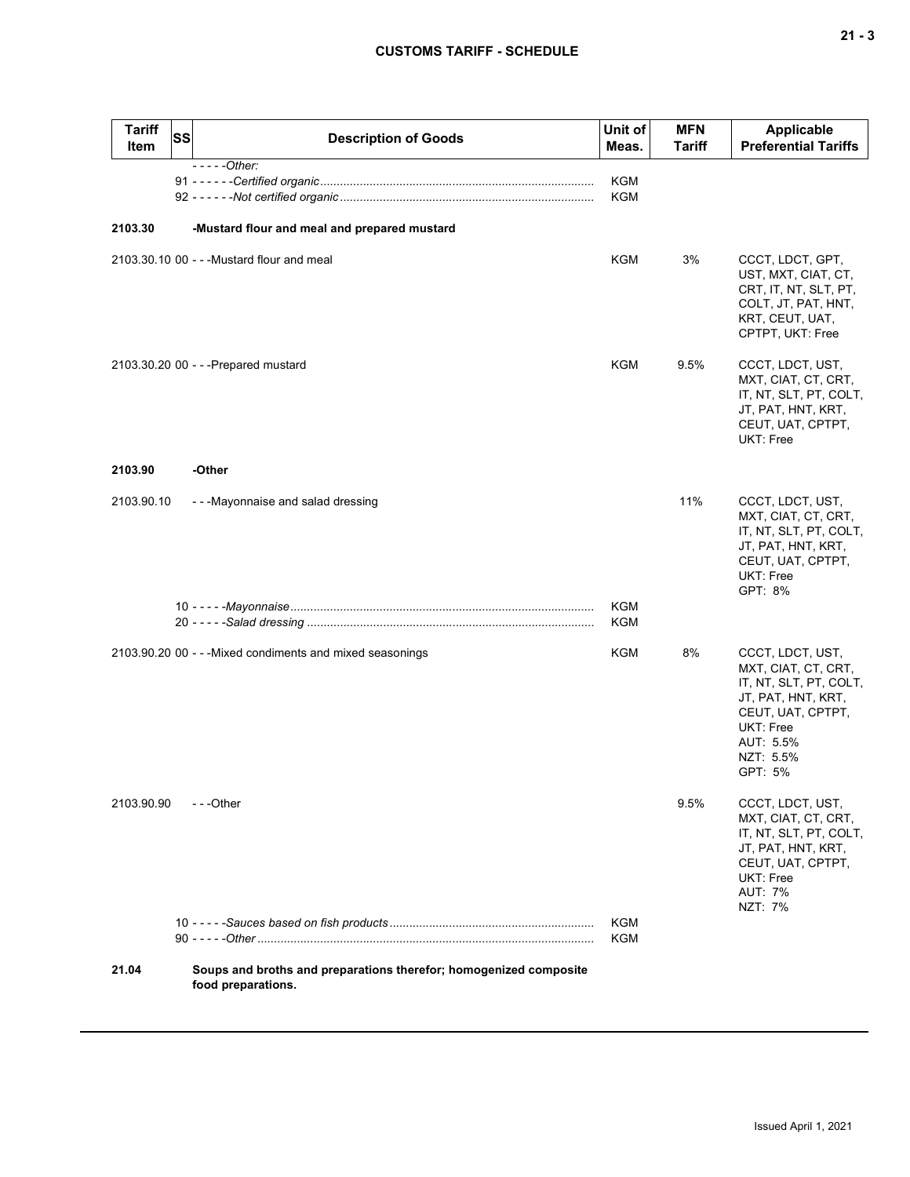| Tariff Item | SS | Description of Goods | Unit of Meas. | MFN Tariff | Applicable Preferential Tariffs |
|---|---|---|---|---|---|
| | | - - - - -*Other:* | | | |
| | 91 | - - - - - -*Certified organic* | KGM | | |
| | 92 | - - - - - -*Not certified organic* | KGM | | |
| **2103.30** | | **-Mustard flour and meal and prepared mustard** | | | |
| 2103.30.10 | 00 | - - -Mustard flour and meal | KGM | 3% | CCCT, LDCT, GPT, UST, MXT, CIAT, CT, CRT, IT, NT, SLT, PT, COLT, JT, PAT, HNT, KRT, CEUT, UAT, CPTPT, UKT: Free |
| 2103.30.20 | 00 | - - -Prepared mustard | KGM | 9.5% | CCCT, LDCT, UST, MXT, CIAT, CT, CRT, IT, NT, SLT, PT, COLT, JT, PAT, HNT, KRT, CEUT, UAT, CPTPT, UKT: Free |
| **2103.90** | | **-Other** | | | |
| 2103.90.10 | | - - -Mayonnaise and salad dressing | | 11% | CCCT, LDCT, UST, MXT, CIAT, CT, CRT, IT, NT, SLT, PT, COLT, JT, PAT, HNT, KRT, CEUT, UAT, CPTPT, UKT: Free<br>GPT: 8% |
| | 10 | - - - - -*Mayonnaise* | KGM | | |
| | 20 | - - - - -*Salad dressing* | KGM | | |
| 2103.90.20 | 00 | - - -Mixed condiments and mixed seasonings | KGM | 8% | CCCT, LDCT, UST, MXT, CIAT, CT, CRT, IT, NT, SLT, PT, COLT, JT, PAT, HNT, KRT, CEUT, UAT, CPTPT, UKT: Free<br>AUT: 5.5%<br>NZT: 5.5%<br>GPT: 5% |
| 2103.90.90 | | - - -Other | | 9.5% | CCCT, LDCT, UST, MXT, CIAT, CT, CRT, IT, NT, SLT, PT, COLT, JT, PAT, HNT, KRT, CEUT, UAT, CPTPT, UKT: Free<br>AUT: 7%<br>NZT: 7% |
| | 10 | - - - - -*Sauces based on fish products* | KGM | | |
| | 90 | - - - - -*Other* | KGM | | |
| **21.04** | | **Soups and broths and preparations therefor; homogenized composite food preparations.** | | | |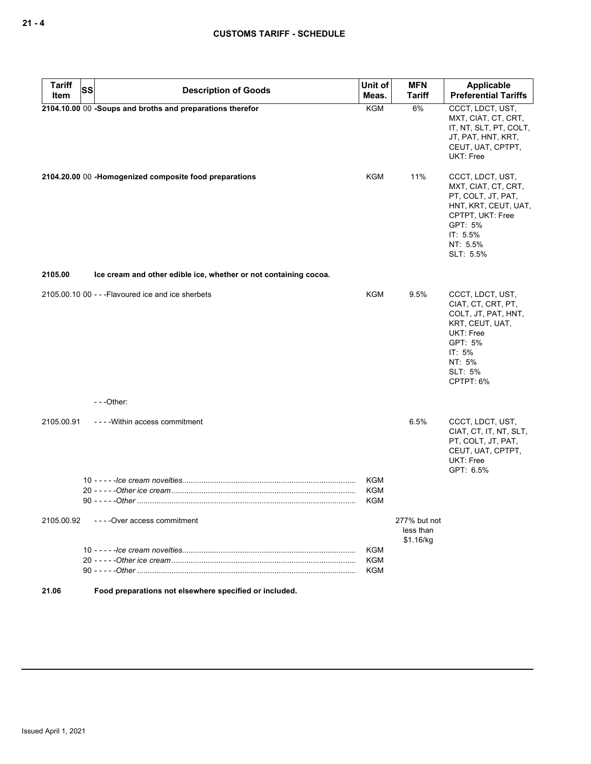| Tariff Item | SS | Description of Goods | Unit of Meas. | MFN Tariff | Applicable Preferential Tariffs |
|---|---|---|---|---|---|
| **2104.10.00** | 00 | **-Soups and broths and preparations therefor** | KGM | 6% | CCCT, LDCT, UST, MXT, CIAT, CT, CRT, IT, NT, SLT, PT, COLT, JT, PAT, HNT, KRT, CEUT, UAT, CPTPT, UKT: Free |
| **2104.20.00** | 00 | **-Homogenized composite food preparations** | KGM | 11% | CCCT, LDCT, UST, MXT, CIAT, CT, CRT, PT, COLT, JT, PAT, HNT, KRT, CEUT, UAT, CPTPT, UKT: Free<br>GPT: 5%<br>IT: 5.5%<br>NT: 5.5%<br>SLT: 5.5% |
| **2105.00** | | **Ice cream and other edible ice, whether or not containing cocoa.** | | | |
| 2105.00.10 | 00 | - - -Flavoured ice and ice sherbets | KGM | 9.5% | CCCT, LDCT, UST, CIAT, CT, CRT, PT, COLT, JT, PAT, HNT, KRT, CEUT, UAT, UKT: Free<br>GPT: 5%<br>IT: 5%<br>NT: 5%<br>SLT: 5%<br>CPTPT: 6% |
| | | - - -Other: | | | |
| 2105.00.91 | | - - - -Within access commitment | | 6.5% | CCCT, LDCT, UST, CIAT, CT, IT, NT, SLT, PT, COLT, JT, PAT, CEUT, UAT, CPTPT, UKT: Free<br>GPT: 6.5% |
| | 10 | - - - - -*Ice cream novelties* | KGM | | |
| | 20 | - - - - -*Other ice cream* | KGM | | |
| | 90 | - - - - -*Other* | KGM | | |
| 2105.00.92 | | - - - -Over access commitment | | 277% but not less than $1.16/kg | |
| | 10 | - - - - -*Ice cream novelties* | KGM | | |
| | 20 | - - - - -*Other ice cream* | KGM | | |
| | 90 | - - - - -*Other* | KGM | | |
| **21.06** | | **Food preparations not elsewhere specified or included.** | | | |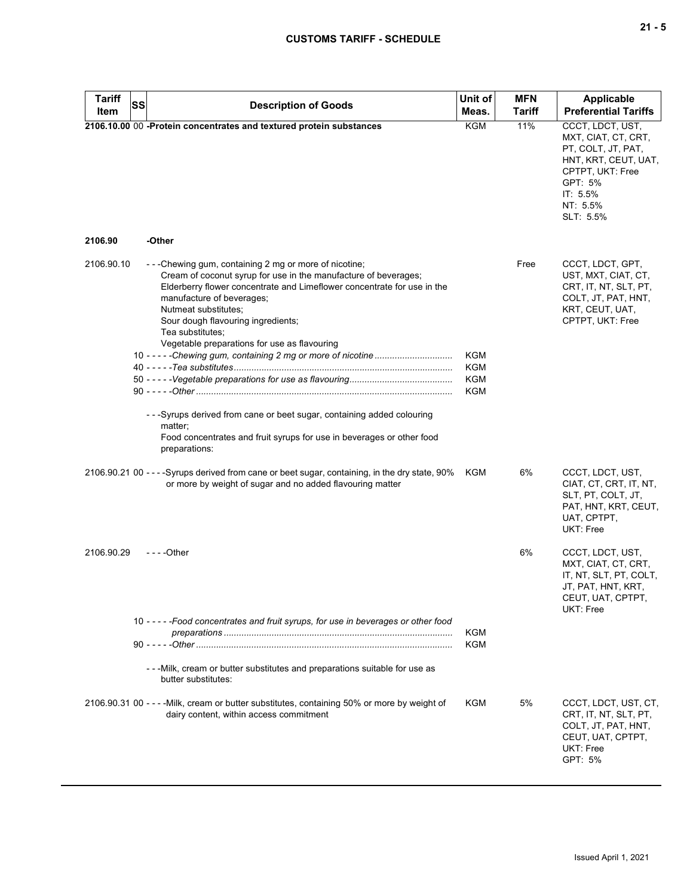| Tariff Item | SS | Description of Goods | Unit of Meas. | MFN Tariff | Applicable Preferential Tariffs |
|---|---|---|---|---|---|
| **2106.10.00** | **00** | **-Protein concentrates and textured protein substances** | KGM | 11% | CCCT, LDCT, UST, MXT, CIAT, CT, CRT, PT, COLT, JT, PAT, HNT, KRT, CEUT, UAT, CPTPT, UKT: Free<br>GPT: 5%<br>IT: 5.5%<br>NT: 5.5%<br>SLT: 5.5% |
| **2106.90** | | **-Other** | | | |
| 2106.90.10 | | - - -Chewing gum, containing 2 mg or more of nicotine;<br>Cream of coconut syrup for use in the manufacture of beverages;<br>Elderberry flower concentrate and Limeflower concentrate for use in the manufacture of beverages;<br>Nutmeat substitutes;<br>Sour dough flavouring ingredients;<br>Tea substitutes;<br>Vegetable preparations for use as flavouring | | Free | CCCT, LDCT, GPT, UST, MXT, CIAT, CT, CRT, IT, NT, SLT, PT, COLT, JT, PAT, HNT, KRT, CEUT, UAT, CPTPT, UKT: Free |
| | 10 | - - - - -*Chewing gum, containing 2 mg or more of nicotine* | KGM | | |
| | 40 | - - - - -*Tea substitutes* | KGM | | |
| | 50 | - - - - -*Vegetable preparations for use as flavouring* | KGM | | |
| | 90 | - - - - -*Other* | KGM | | |
| | | - - -Syrups derived from cane or beet sugar, containing added colouring matter;<br>Food concentrates and fruit syrups for use in beverages or other food preparations: | | | |
| 2106.90.21 | 00 | - - - -Syrups derived from cane or beet sugar, containing, in the dry state, 90% or more by weight of sugar and no added flavouring matter | KGM | 6% | CCCT, LDCT, UST, CIAT, CT, CRT, IT, NT, SLT, PT, COLT, JT, PAT, HNT, KRT, CEUT, UAT, CPTPT, UKT: Free |
| 2106.90.29 | | - - - -Other | | 6% | CCCT, LDCT, UST, MXT, CIAT, CT, CRT, IT, NT, SLT, PT, COLT, JT, PAT, HNT, KRT, CEUT, UAT, CPTPT, UKT: Free |
| | 10 | - - - - -*Food concentrates and fruit syrups, for use in beverages or other food preparations* | KGM | | |
| | 90 | - - - - -*Other* | KGM | | |
| | | - - -Milk, cream or butter substitutes and preparations suitable for use as butter substitutes: | | | |
| 2106.90.31 | 00 | - - - -Milk, cream or butter substitutes, containing 50% or more by weight of dairy content, within access commitment | KGM | 5% | CCCT, LDCT, UST, CT, CRT, IT, NT, SLT, PT, COLT, JT, PAT, HNT, CEUT, UAT, CPTPT, UKT: Free<br>GPT: 5% |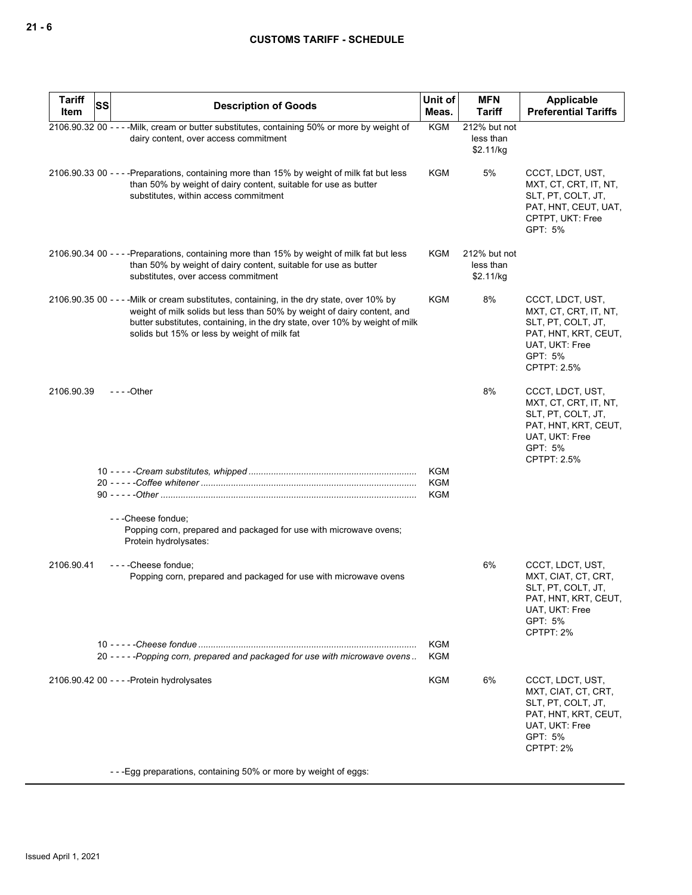| Tariff Item | SS | Description of Goods | Unit of Meas. | MFN Tariff | Applicable Preferential Tariffs |
|---|---|---|---|---|---|
| 2106.90.32 | 00 | - - - -Milk, cream or butter substitutes, containing 50% or more by weight of dairy content, over access commitment | KGM | 212% but not less than $2.11/kg | |
| 2106.90.33 | 00 | - - - -Preparations, containing more than 15% by weight of milk fat but less than 50% by weight of dairy content, suitable for use as butter substitutes, within access commitment | KGM | 5% | CCCT, LDCT, UST, MXT, CT, CRT, IT, NT, SLT, PT, COLT, JT, PAT, HNT, CEUT, UAT, CPTPT, UKT: Free GPT: 5% |
| 2106.90.34 | 00 | - - - -Preparations, containing more than 15% by weight of milk fat but less than 50% by weight of dairy content, suitable for use as butter substitutes, over access commitment | KGM | 212% but not less than $2.11/kg | |
| 2106.90.35 | 00 | - - - -Milk or cream substitutes, containing, in the dry state, over 10% by weight of milk solids but less than 50% by weight of dairy content, and butter substitutes, containing, in the dry state, over 10% by weight of milk solids but 15% or less by weight of milk fat | KGM | 8% | CCCT, LDCT, UST, MXT, CT, CRT, IT, NT, SLT, PT, COLT, JT, PAT, HNT, KRT, CEUT, UAT, UKT: Free GPT: 5% CPTPT: 2.5% |
| 2106.90.39 | | - - - -Other | | 8% | CCCT, LDCT, UST, MXT, CT, CRT, IT, NT, SLT, PT, COLT, JT, PAT, HNT, KRT, CEUT, UAT, UKT: Free GPT: 5% CPTPT: 2.5% |
| | 10 | - - - - -*Cream substitutes, whipped* | KGM | | |
| | 20 | - - - - -*Coffee whitener* | KGM | | |
| | 90 | - - - - -*Other* | KGM | | |
| | | - - -Cheese fondue; Popping corn, prepared and packaged for use with microwave ovens; Protein hydrolysates: | | | |
| 2106.90.41 | | - - - -Cheese fondue; Popping corn, prepared and packaged for use with microwave ovens | | 6% | CCCT, LDCT, UST, MXT, CIAT, CT, CRT, SLT, PT, COLT, JT, PAT, HNT, KRT, CEUT, UAT, UKT: Free GPT: 5% CPTPT: 2% |
| | 10 | - - - - -*Cheese fondue* | KGM | | |
| | 20 | - - - - -*Popping corn, prepared and packaged for use with microwave ovens* | KGM | | |
| 2106.90.42 | 00 | - - - -Protein hydrolysates | KGM | 6% | CCCT, LDCT, UST, MXT, CIAT, CT, CRT, SLT, PT, COLT, JT, PAT, HNT, KRT, CEUT, UAT, UKT: Free GPT: 5% CPTPT: 2% |
| | | - - -Egg preparations, containing 50% or more by weight of eggs: | | | |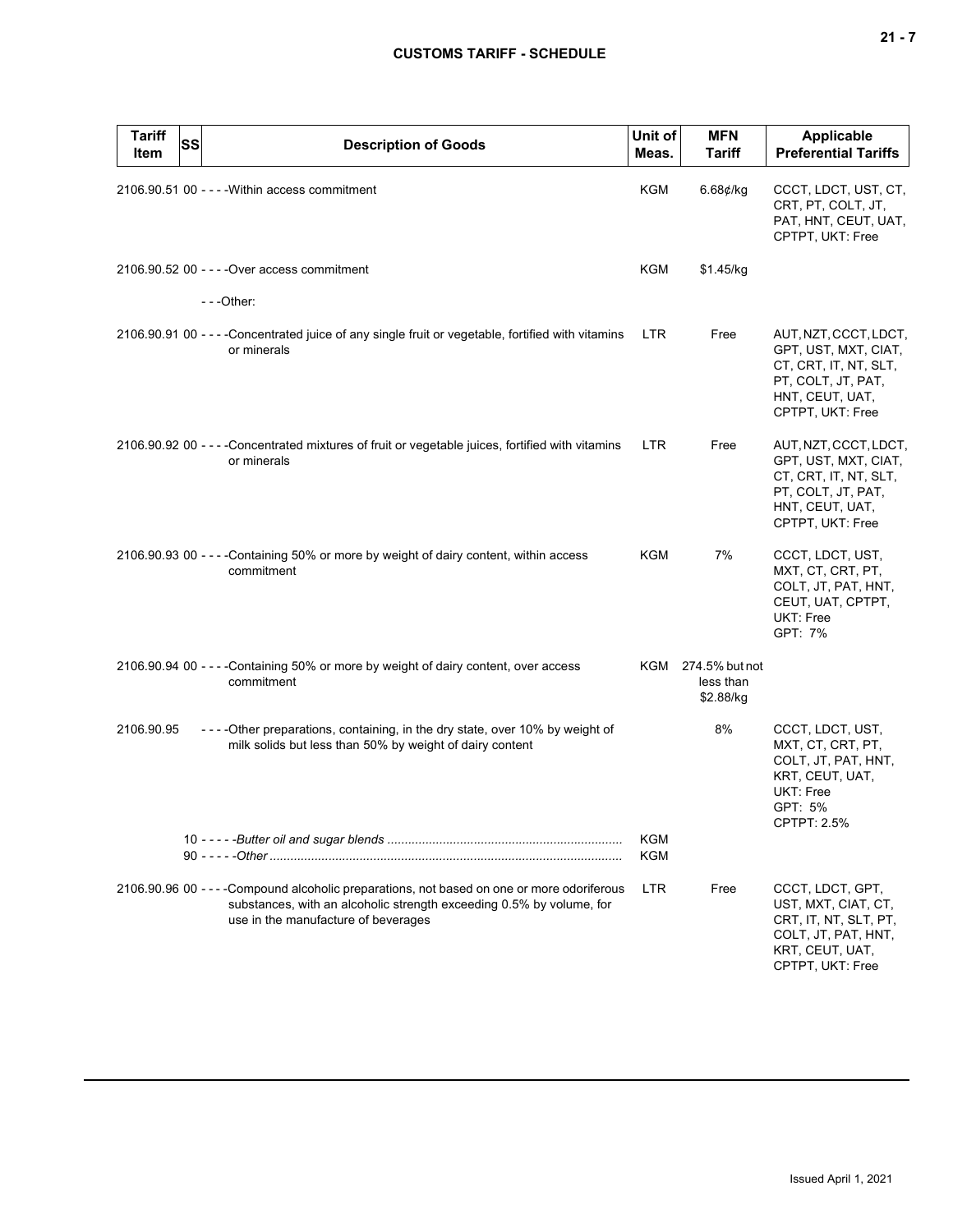| Tariff Item | SS | Description of Goods | Unit of Meas. | MFN Tariff | Applicable Preferential Tariffs |
|---|---|---|---|---|---|
| 2106.90.51 | 00 | - - - -Within access commitment | KGM | 6.68¢/kg | CCCT, LDCT, UST, CT, CRT, PT, COLT, JT, PAT, HNT, CEUT, UAT, CPTPT, UKT: Free |
| 2106.90.52 | 00 | - - - -Over access commitment | KGM | $1.45/kg | |
| | | - - -Other: | | | |
| 2106.90.91 | 00 | - - - -Concentrated juice of any single fruit or vegetable, fortified with vitamins or minerals | LTR | Free | AUT, NZT, CCCT, LDCT, GPT, UST, MXT, CIAT, CT, CRT, IT, NT, SLT, PT, COLT, JT, PAT, HNT, CEUT, UAT, CPTPT, UKT: Free |
| 2106.90.92 | 00 | - - - -Concentrated mixtures of fruit or vegetable juices, fortified with vitamins or minerals | LTR | Free | AUT, NZT, CCCT, LDCT, GPT, UST, MXT, CIAT, CT, CRT, IT, NT, SLT, PT, COLT, JT, PAT, HNT, CEUT, UAT, CPTPT, UKT: Free |
| 2106.90.93 | 00 | - - - -Containing 50% or more by weight of dairy content, within access commitment | KGM | 7% | CCCT, LDCT, UST, MXT, CT, CRT, PT, COLT, JT, PAT, HNT, CEUT, UAT, CPTPT, UKT: Free<br>GPT: 7% |
| 2106.90.94 | 00 | - - - -Containing 50% or more by weight of dairy content, over access commitment | KGM | 274.5% but not less than $2.88/kg | |
| 2106.90.95 | | - - - -Other preparations, containing, in the dry state, over 10% by weight of milk solids but less than 50% by weight of dairy content | | 8% | CCCT, LDCT, UST, MXT, CT, CRT, PT, COLT, JT, PAT, HNT, KRT, CEUT, UAT, UKT: Free<br>GPT: 5%<br>CPTPT: 2.5% |
| | 10 | - - - - -*Butter oil and sugar blends* | KGM | | |
| | 90 | - - - - -*Other* | KGM | | |
| 2106.90.96 | 00 | - - - -Compound alcoholic preparations, not based on one or more odoriferous substances, with an alcoholic strength exceeding 0.5% by volume, for use in the manufacture of beverages | LTR | Free | CCCT, LDCT, GPT, UST, MXT, CIAT, CT, CRT, IT, NT, SLT, PT, COLT, JT, PAT, HNT, KRT, CEUT, UAT, CPTPT, UKT: Free |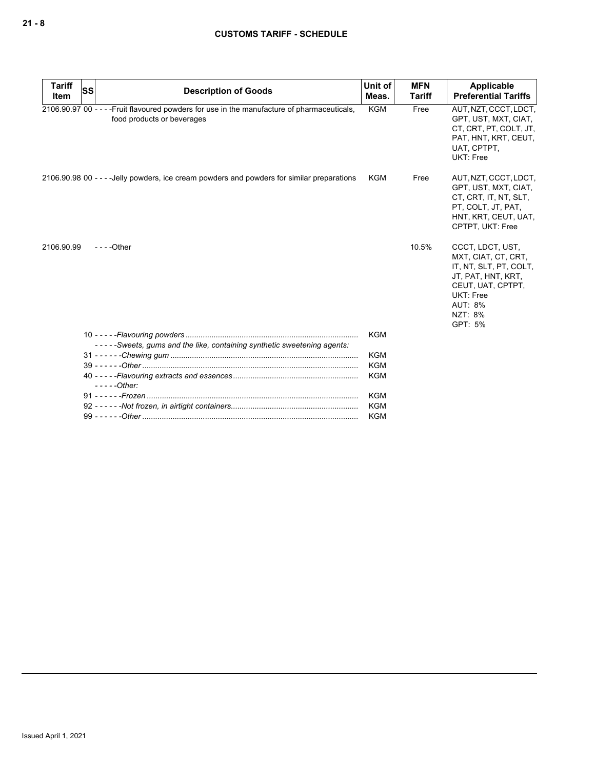| Tariff Item | SS | Description of Goods | Unit of Meas. | MFN Tariff | Applicable Preferential Tariffs |
|---|---|---|---|---|---|
| 2106.90.97 | 00 | - - - -Fruit flavoured powders for use in the manufacture of pharmaceuticals, food products or beverages | KGM | Free | AUT, NZT, CCCT, LDCT, GPT, UST, MXT, CIAT, CT, CRT, PT, COLT, JT, PAT, HNT, KRT, CEUT, UAT, CPTPT, UKT: Free |
| 2106.90.98 | 00 | - - - -Jelly powders, ice cream powders and powders for similar preparations | KGM | Free | AUT, NZT, CCCT, LDCT, GPT, UST, MXT, CIAT, CT, CRT, IT, NT, SLT, PT, COLT, JT, PAT, HNT, KRT, CEUT, UAT, CPTPT, UKT: Free |
| 2106.90.99 | | - - - -Other | | 10.5% | CCCT, LDCT, UST, MXT, CIAT, CT, CRT, IT, NT, SLT, PT, COLT, JT, PAT, HNT, KRT, CEUT, UAT, CPTPT, UKT: Free<br>AUT: 8%<br>NZT: 8%<br>GPT: 5% |
| | 10 | - - - - -*Flavouring powders* | KGM | | |
| | | - - - - -*Sweets, gums and the like, containing synthetic sweetening agents:* | | | |
| | 31 | - - - - - -*Chewing gum* | KGM | | |
| | 39 | - - - - - -*Other* | KGM | | |
| | 40 | - - - - -*Flavouring extracts and essences* | KGM | | |
| | | - - - - -*Other:* | | | |
| | 91 | - - - - - -*Frozen* | KGM | | |
| | 92 | - - - - - -*Not frozen, in airtight containers* | KGM | | |
| | 99 | - - - - - -*Other* | KGM | | |